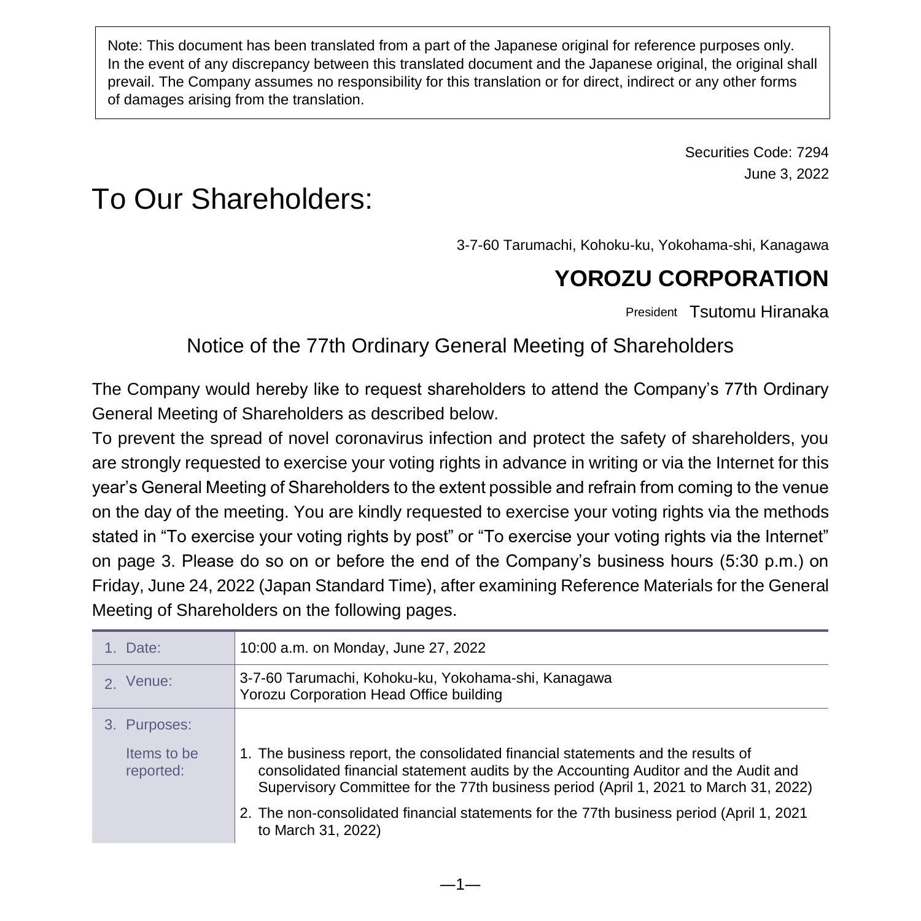Note: This document has been translated from a part of the Japanese original for reference purposes only. In the event of any discrepancy between this translated document and the Japanese original, the original shall prevail. The Company assumes no responsibility for this translation or for direct, indirect or any other forms of damages arising from the translation.

Securities Code: 7294
June 3, 2022

# To Our Shareholders:

3-7-60 Tarumachi, Kohoku-ku, Yokohama-shi, Kanagawa

**YOROZU CORPORATION**

President Tsutomu Hiranaka

## Notice of the 77th Ordinary General Meeting of Shareholders

The Company would hereby like to request shareholders to attend the Company's 77th Ordinary General Meeting of Shareholders as described below.

To prevent the spread of novel coronavirus infection and protect the safety of shareholders, you are strongly requested to exercise your voting rights in advance in writing or via the Internet for this year's General Meeting of Shareholders to the extent possible and refrain from coming to the venue on the day of the meeting. You are kindly requested to exercise your voting rights via the methods stated in "To exercise your voting rights by post" or "To exercise your voting rights via the Internet" on page 3. Please do so on or before the end of the Company's business hours (5:30 p.m.) on Friday, June 24, 2022 (Japan Standard Time), after examining Reference Materials for the General Meeting of Shareholders on the following pages.

| | |
|---|---|
| 1. Date: | 10:00 a.m. on Monday, June 27, 2022 |
| 2. Venue: | 3-7-60 Tarumachi, Kohoku-ku, Yokohama-shi, Kanagawa<br>Yorozu Corporation Head Office building |
| 3. Purposes: | |
| Items to be reported: | 1. The business report, the consolidated financial statements and the results of consolidated financial statement audits by the Accounting Auditor and the Audit and Supervisory Committee for the 77th business period (April 1, 2021 to March 31, 2022)<br>2. The non-consolidated financial statements for the 77th business period (April 1, 2021 to March 31, 2022) |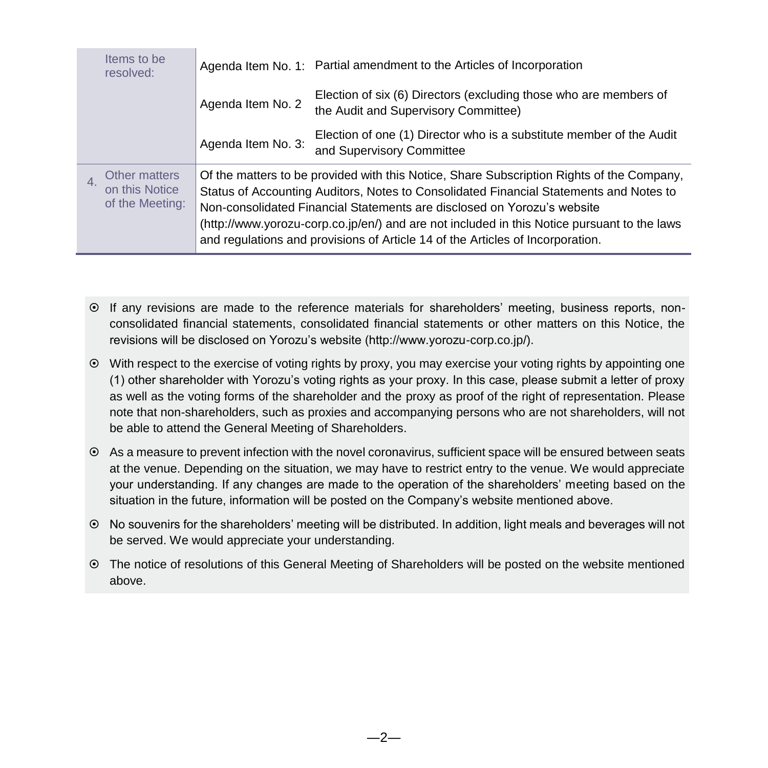| | | |
|---|---|---|
| Items to be resolved: | Agenda Item No. 1: | Partial amendment to the Articles of Incorporation |
| | Agenda Item No. 2 | Election of six (6) Directors (excluding those who are members of the Audit and Supervisory Committee) |
| | Agenda Item No. 3: | Election of one (1) Director who is a substitute member of the Audit and Supervisory Committee |
| 4. Other matters on this Notice of the Meeting: | Of the matters to be provided with this Notice, Share Subscription Rights of the Company, Status of Accounting Auditors, Notes to Consolidated Financial Statements and Notes to Non-consolidated Financial Statements are disclosed on Yorozu's website (http://www.yorozu-corp.co.jp/en/) and are not included in this Notice pursuant to the laws and regulations and provisions of Article 14 of the Articles of Incorporation. | |

- ⊙ If any revisions are made to the reference materials for shareholders' meeting, business reports, non-consolidated financial statements, consolidated financial statements or other matters on this Notice, the revisions will be disclosed on Yorozu's website (http://www.yorozu-corp.co.jp/).
- ⊙ With respect to the exercise of voting rights by proxy, you may exercise your voting rights by appointing one (1) other shareholder with Yorozu's voting rights as your proxy. In this case, please submit a letter of proxy as well as the voting forms of the shareholder and the proxy as proof of the right of representation. Please note that non-shareholders, such as proxies and accompanying persons who are not shareholders, will not be able to attend the General Meeting of Shareholders.
- ⊙ As a measure to prevent infection with the novel coronavirus, sufficient space will be ensured between seats at the venue. Depending on the situation, we may have to restrict entry to the venue. We would appreciate your understanding. If any changes are made to the operation of the shareholders' meeting based on the situation in the future, information will be posted on the Company's website mentioned above.
- ⊙ No souvenirs for the shareholders' meeting will be distributed. In addition, light meals and beverages will not be served. We would appreciate your understanding.
- ⊙ The notice of resolutions of this General Meeting of Shareholders will be posted on the website mentioned above.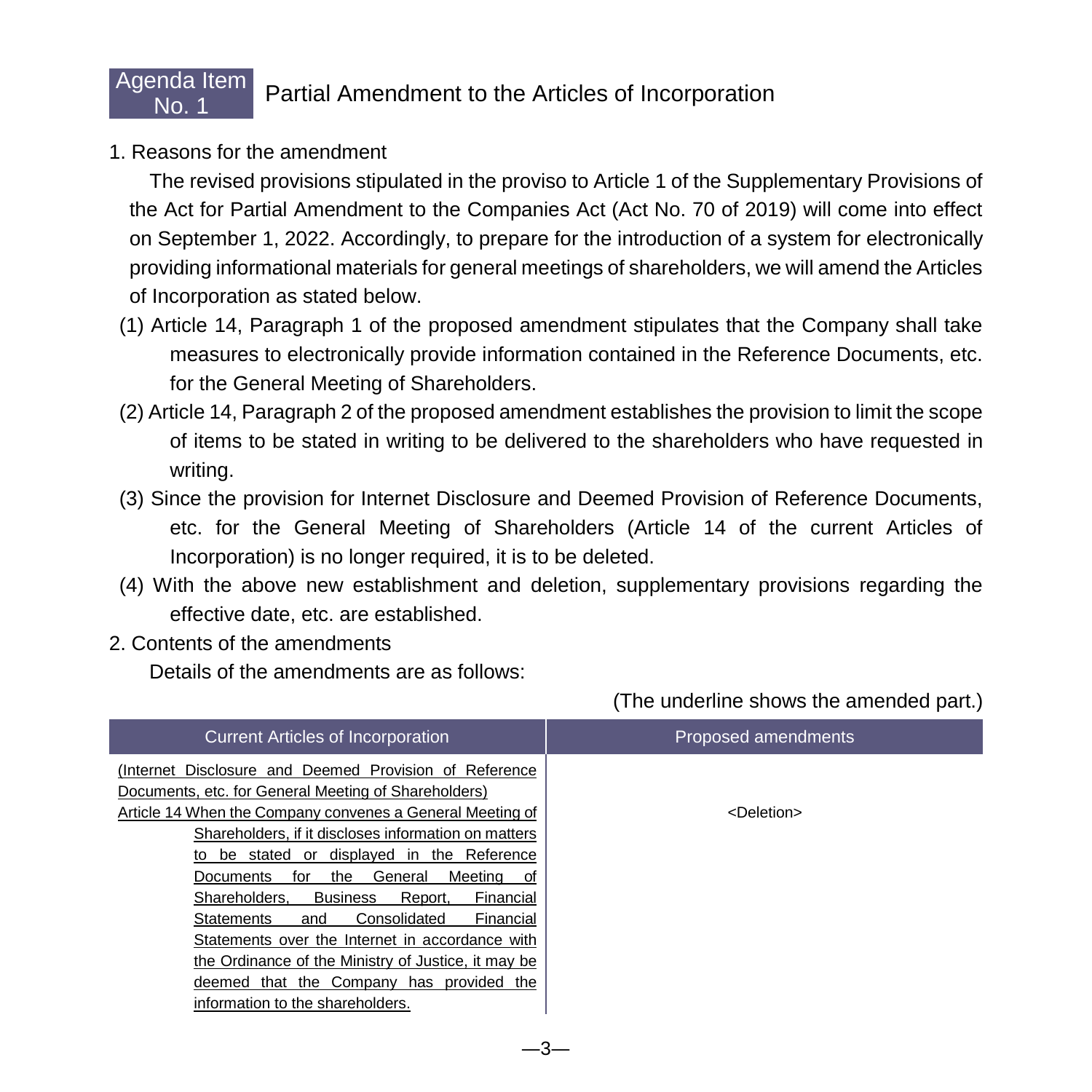# Agenda Item No. 1 Partial Amendment to the Articles of Incorporation

1. Reasons for the amendment

The revised provisions stipulated in the proviso to Article 1 of the Supplementary Provisions of the Act for Partial Amendment to the Companies Act (Act No. 70 of 2019) will come into effect on September 1, 2022. Accordingly, to prepare for the introduction of a system for electronically providing informational materials for general meetings of shareholders, we will amend the Articles of Incorporation as stated below.

(1) Article 14, Paragraph 1 of the proposed amendment stipulates that the Company shall take measures to electronically provide information contained in the Reference Documents, etc. for the General Meeting of Shareholders.

(2) Article 14, Paragraph 2 of the proposed amendment establishes the provision to limit the scope of items to be stated in writing to be delivered to the shareholders who have requested in writing.

(3) Since the provision for Internet Disclosure and Deemed Provision of Reference Documents, etc. for the General Meeting of Shareholders (Article 14 of the current Articles of Incorporation) is no longer required, it is to be deleted.

(4) With the above new establishment and deletion, supplementary provisions regarding the effective date, etc. are established.

2. Contents of the amendments

Details of the amendments are as follows:

(The underline shows the amended part.)

| Current Articles of Incorporation | Proposed amendments |
|---|---|
| <u>(Internet Disclosure and Deemed Provision of Reference Documents, etc. for General Meeting of Shareholders)</u><br><u>Article 14 When the Company convenes a General Meeting of Shareholders, if it discloses information on matters to be stated or displayed in the Reference Documents for the General Meeting of Shareholders, Business Report, Financial Statements and Consolidated Financial Statements over the Internet in accordance with the Ordinance of the Ministry of Justice, it may be deemed that the Company has provided the information to the shareholders.</u> | <Deletion> |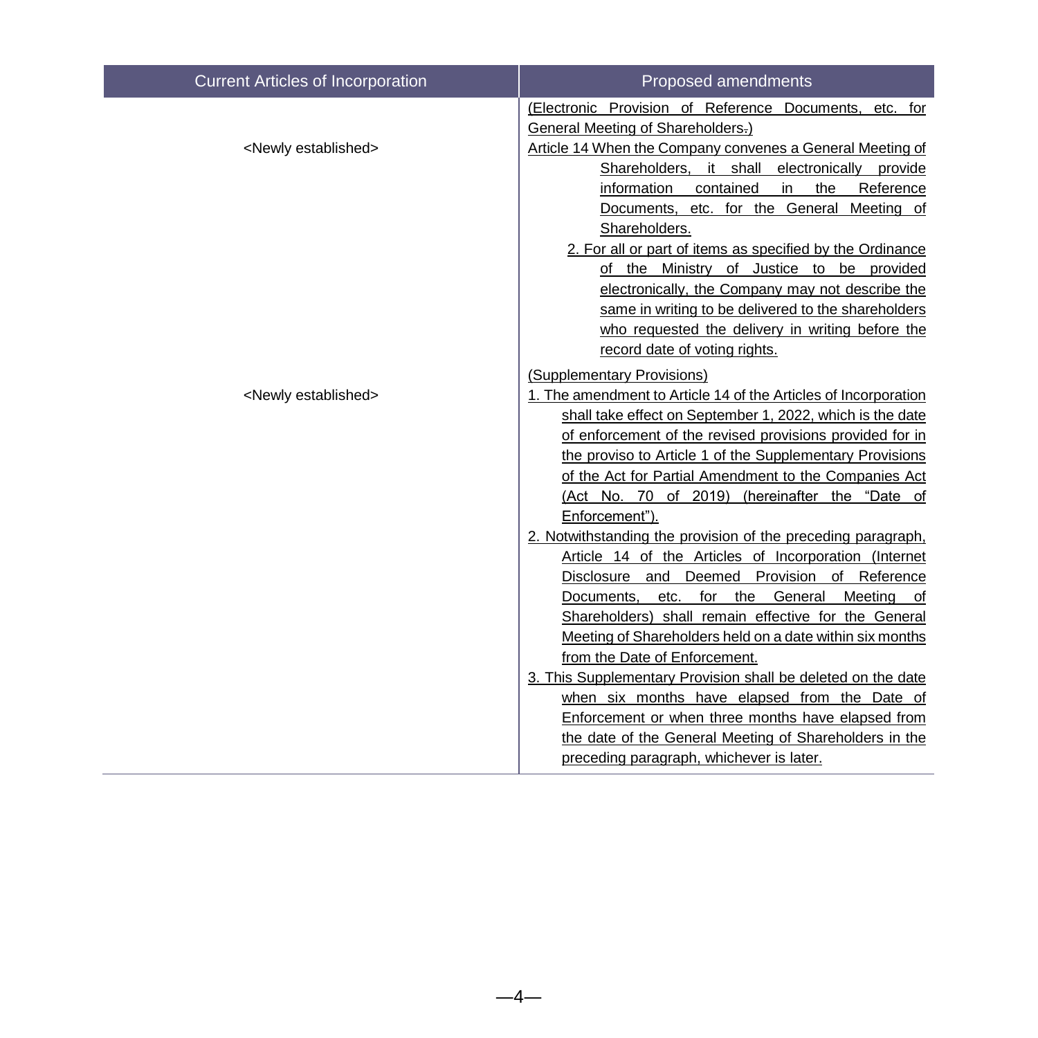| Current Articles of Incorporation | Proposed amendments |
| --- | --- |
| <Newly established> | (Electronic Provision of Reference Documents, etc. for General Meeting of Shareholders.)<br>Article 14 When the Company convenes a General Meeting of Shareholders, it shall electronically provide information contained in the Reference Documents, etc. for the General Meeting of Shareholders.<br>2. For all or part of items as specified by the Ordinance of the Ministry of Justice to be provided electronically, the Company may not describe the same in writing to be delivered to the shareholders who requested the delivery in writing before the record date of voting rights. |
| <Newly established> | (Supplementary Provisions)<br>1. The amendment to Article 14 of the Articles of Incorporation shall take effect on September 1, 2022, which is the date of enforcement of the revised provisions provided for in the proviso to Article 1 of the Supplementary Provisions of the Act for Partial Amendment to the Companies Act (Act No. 70 of 2019) (hereinafter the "Date of Enforcement").<br>2. Notwithstanding the provision of the preceding paragraph, Article 14 of the Articles of Incorporation (Internet Disclosure and Deemed Provision of Reference Documents, etc. for the General Meeting of Shareholders) shall remain effective for the General Meeting of Shareholders held on a date within six months from the Date of Enforcement.<br>3. This Supplementary Provision shall be deleted on the date when six months have elapsed from the Date of Enforcement or when three months have elapsed from the date of the General Meeting of Shareholders in the preceding paragraph, whichever is later. |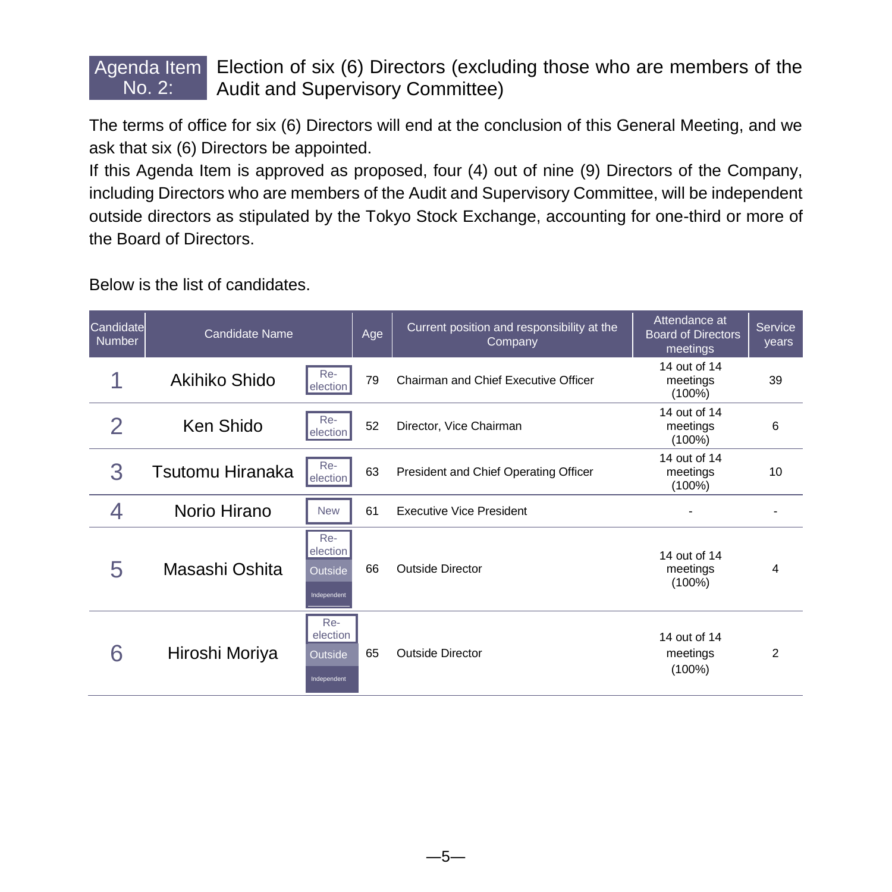## Agenda Item No. 2: Election of six (6) Directors (excluding those who are members of the Audit and Supervisory Committee)

The terms of office for six (6) Directors will end at the conclusion of this General Meeting, and we ask that six (6) Directors be appointed.

If this Agenda Item is approved as proposed, four (4) out of nine (9) Directors of the Company, including Directors who are members of the Audit and Supervisory Committee, will be independent outside directors as stipulated by the Tokyo Stock Exchange, accounting for one-third or more of the Board of Directors.

Below is the list of candidates.

| Candidate Number | Candidate Name | | Age | Current position and responsibility at the Company | Attendance at Board of Directors meetings | Service years |
|---|---|---|---|---|---|---|
| 1 | Akihiko Shido | Re-election | 79 | Chairman and Chief Executive Officer | 14 out of 14 meetings (100%) | 39 |
| 2 | Ken Shido | Re-election | 52 | Director, Vice Chairman | 14 out of 14 meetings (100%) | 6 |
| 3 | Tsutomu Hiranaka | Re-election | 63 | President and Chief Operating Officer | 14 out of 14 meetings (100%) | 10 |
| 4 | Norio Hirano | New | 61 | Executive Vice President | - | - |
| 5 | Masashi Oshita | Re-election Outside Independent | 66 | Outside Director | 14 out of 14 meetings (100%) | 4 |
| 6 | Hiroshi Moriya | Re-election Outside Independent | 65 | Outside Director | 14 out of 14 meetings (100%) | 2 |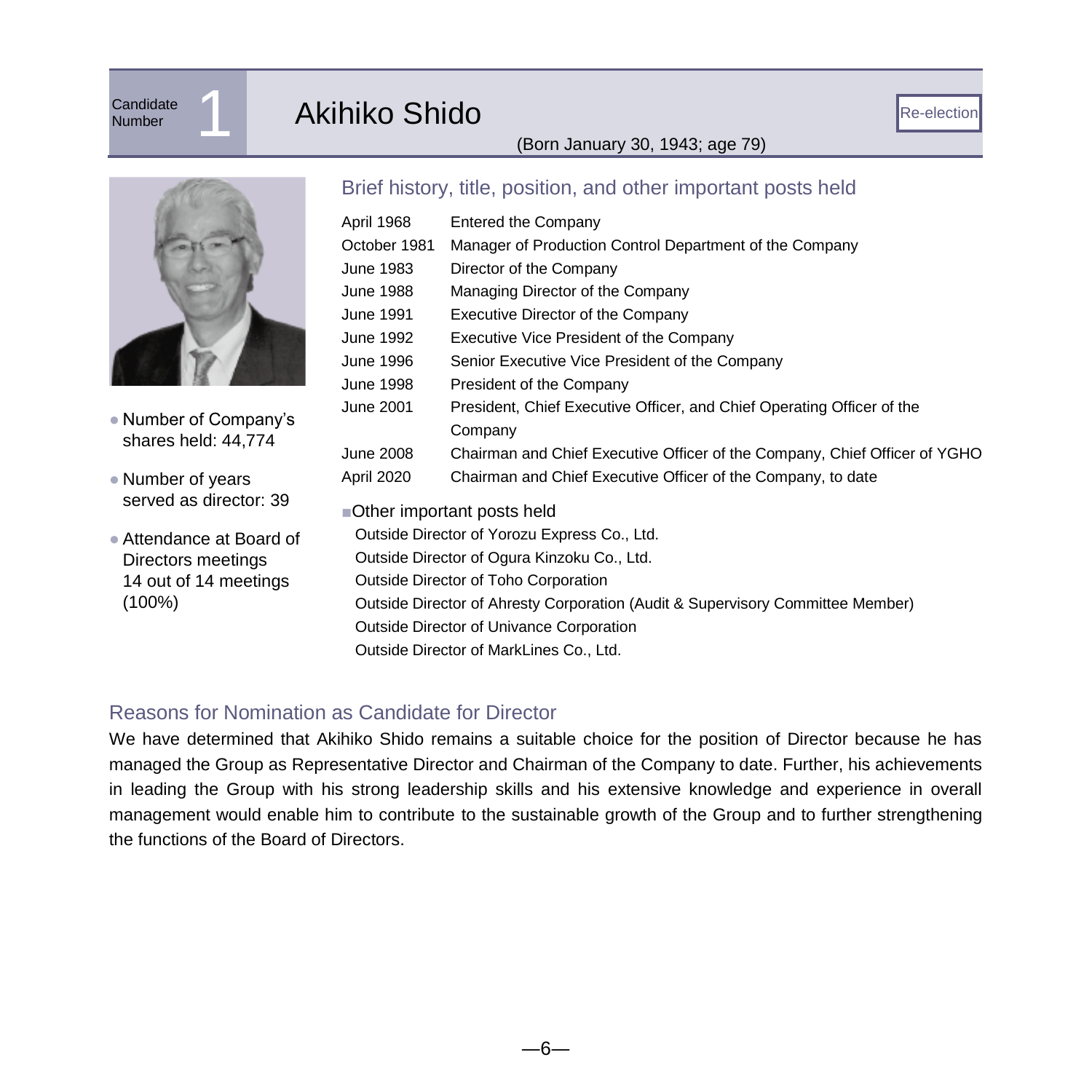Candidate Number 1

# Akihiko Shido

Re-election

(Born January 30, 1943; age 79)

- Number of Company's shares held: 44,774
- Number of years served as director: 39
- Attendance at Board of Directors meetings 14 out of 14 meetings (100%)

## Brief history, title, position, and other important posts held

| | |
|---|---|
| April 1968 | Entered the Company |
| October 1981 | Manager of Production Control Department of the Company |
| June 1983 | Director of the Company |
| June 1988 | Managing Director of the Company |
| June 1991 | Executive Director of the Company |
| June 1992 | Executive Vice President of the Company |
| June 1996 | Senior Executive Vice President of the Company |
| June 1998 | President of the Company |
| June 2001 | President, Chief Executive Officer, and Chief Operating Officer of the Company |
| June 2008 | Chairman and Chief Executive Officer of the Company, Chief Officer of YGHO |
| April 2020 | Chairman and Chief Executive Officer of the Company, to date |

■Other important posts held

Outside Director of Yorozu Express Co., Ltd.
Outside Director of Ogura Kinzoku Co., Ltd.
Outside Director of Toho Corporation
Outside Director of Ahresty Corporation (Audit & Supervisory Committee Member)
Outside Director of Univance Corporation
Outside Director of MarkLines Co., Ltd.

## Reasons for Nomination as Candidate for Director

We have determined that Akihiko Shido remains a suitable choice for the position of Director because he has managed the Group as Representative Director and Chairman of the Company to date. Further, his achievements in leading the Group with his strong leadership skills and his extensive knowledge and experience in overall management would enable him to contribute to the sustainable growth of the Group and to further strengthening the functions of the Board of Directors.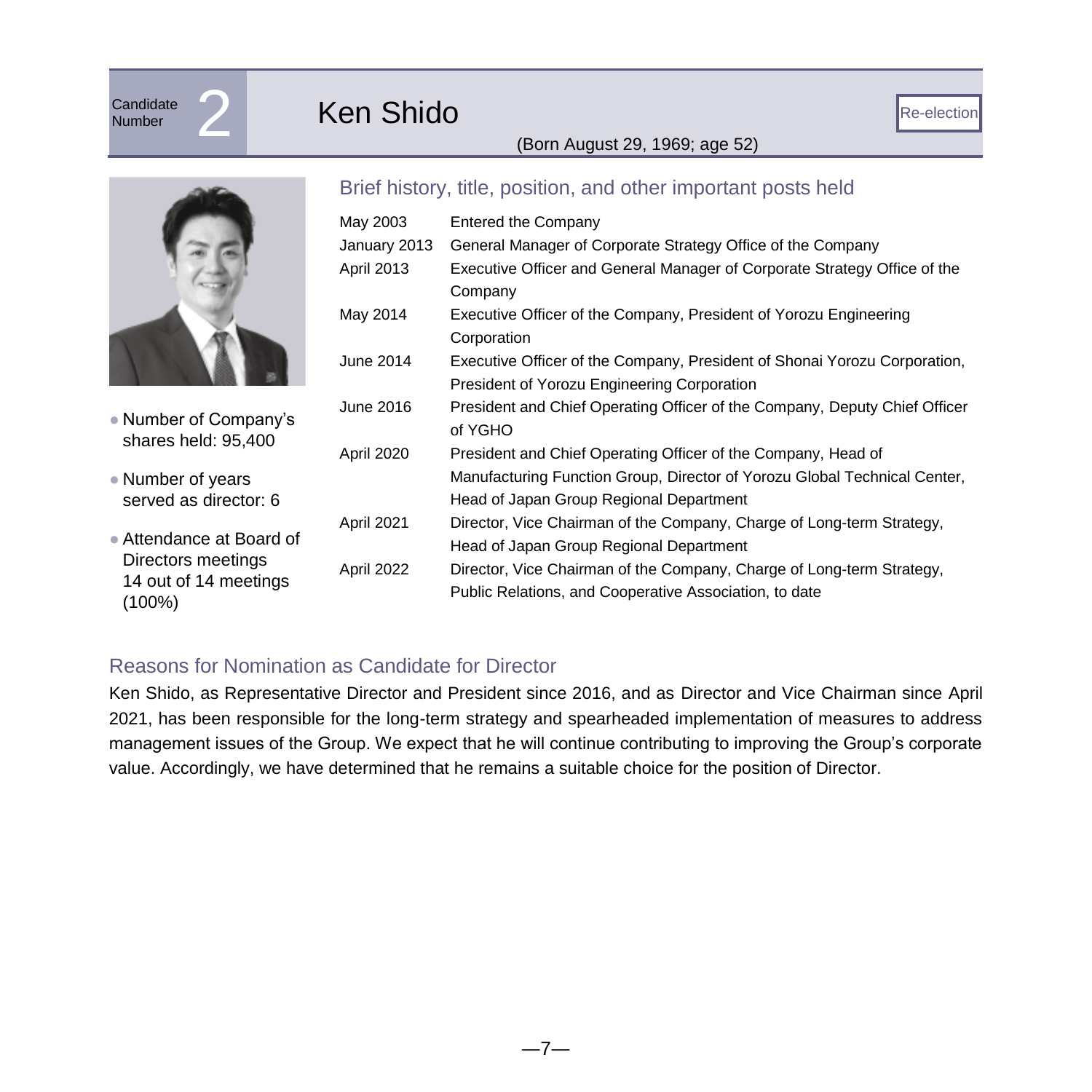Candidate Number 2

# Ken Shido

Re-election

(Born August 29, 1969; age 52)

- Number of Company's shares held: 95,400
- Number of years served as director: 6
- Attendance at Board of Directors meetings 14 out of 14 meetings (100%)

## Brief history, title, position, and other important posts held

| | |
|---|---|
| May 2003 | Entered the Company |
| January 2013 | General Manager of Corporate Strategy Office of the Company |
| April 2013 | Executive Officer and General Manager of Corporate Strategy Office of the Company |
| May 2014 | Executive Officer of the Company, President of Yorozu Engineering Corporation |
| June 2014 | Executive Officer of the Company, President of Shonai Yorozu Corporation, President of Yorozu Engineering Corporation |
| June 2016 | President and Chief Operating Officer of the Company, Deputy Chief Officer of YGHO |
| April 2020 | President and Chief Operating Officer of the Company, Head of Manufacturing Function Group, Director of Yorozu Global Technical Center, Head of Japan Group Regional Department |
| April 2021 | Director, Vice Chairman of the Company, Charge of Long-term Strategy, Head of Japan Group Regional Department |
| April 2022 | Director, Vice Chairman of the Company, Charge of Long-term Strategy, Public Relations, and Cooperative Association, to date |

## Reasons for Nomination as Candidate for Director

Ken Shido, as Representative Director and President since 2016, and as Director and Vice Chairman since April 2021, has been responsible for the long-term strategy and spearheaded implementation of measures to address management issues of the Group. We expect that he will continue contributing to improving the Group's corporate value. Accordingly, we have determined that he remains a suitable choice for the position of Director.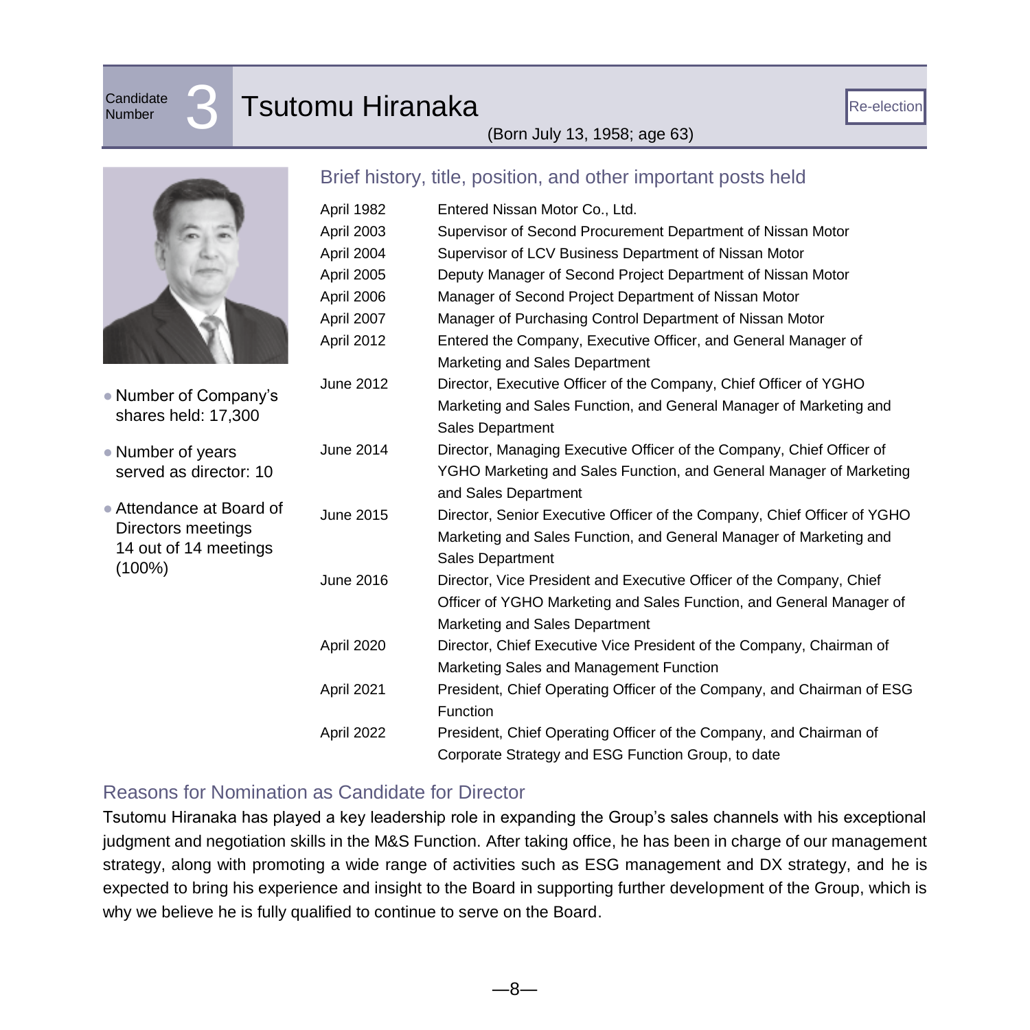Candidate Number **3**

# Tsutomu Hiranaka

Re-election

(Born July 13, 1958; age 63)

- Number of Company's shares held: 17,300
- Number of years served as director: 10
- Attendance at Board of Directors meetings 14 out of 14 meetings (100%)

## Brief history, title, position, and other important posts held

| | |
|---|---|
| April 1982 | Entered Nissan Motor Co., Ltd. |
| April 2003 | Supervisor of Second Procurement Department of Nissan Motor |
| April 2004 | Supervisor of LCV Business Department of Nissan Motor |
| April 2005 | Deputy Manager of Second Project Department of Nissan Motor |
| April 2006 | Manager of Second Project Department of Nissan Motor |
| April 2007 | Manager of Purchasing Control Department of Nissan Motor |
| April 2012 | Entered the Company, Executive Officer, and General Manager of Marketing and Sales Department |
| June 2012 | Director, Executive Officer of the Company, Chief Officer of YGHO Marketing and Sales Function, and General Manager of Marketing and Sales Department |
| June 2014 | Director, Managing Executive Officer of the Company, Chief Officer of YGHO Marketing and Sales Function, and General Manager of Marketing and Sales Department |
| June 2015 | Director, Senior Executive Officer of the Company, Chief Officer of YGHO Marketing and Sales Function, and General Manager of Marketing and Sales Department |
| June 2016 | Director, Vice President and Executive Officer of the Company, Chief Officer of YGHO Marketing and Sales Function, and General Manager of Marketing and Sales Department |
| April 2020 | Director, Chief Executive Vice President of the Company, Chairman of Marketing Sales and Management Function |
| April 2021 | President, Chief Operating Officer of the Company, and Chairman of ESG Function |
| April 2022 | President, Chief Operating Officer of the Company, and Chairman of Corporate Strategy and ESG Function Group, to date |

## Reasons for Nomination as Candidate for Director

Tsutomu Hiranaka has played a key leadership role in expanding the Group's sales channels with his exceptional judgment and negotiation skills in the M&S Function. After taking office, he has been in charge of our management strategy, along with promoting a wide range of activities such as ESG management and DX strategy, and he is expected to bring his experience and insight to the Board in supporting further development of the Group, which is why we believe he is fully qualified to continue to serve on the Board.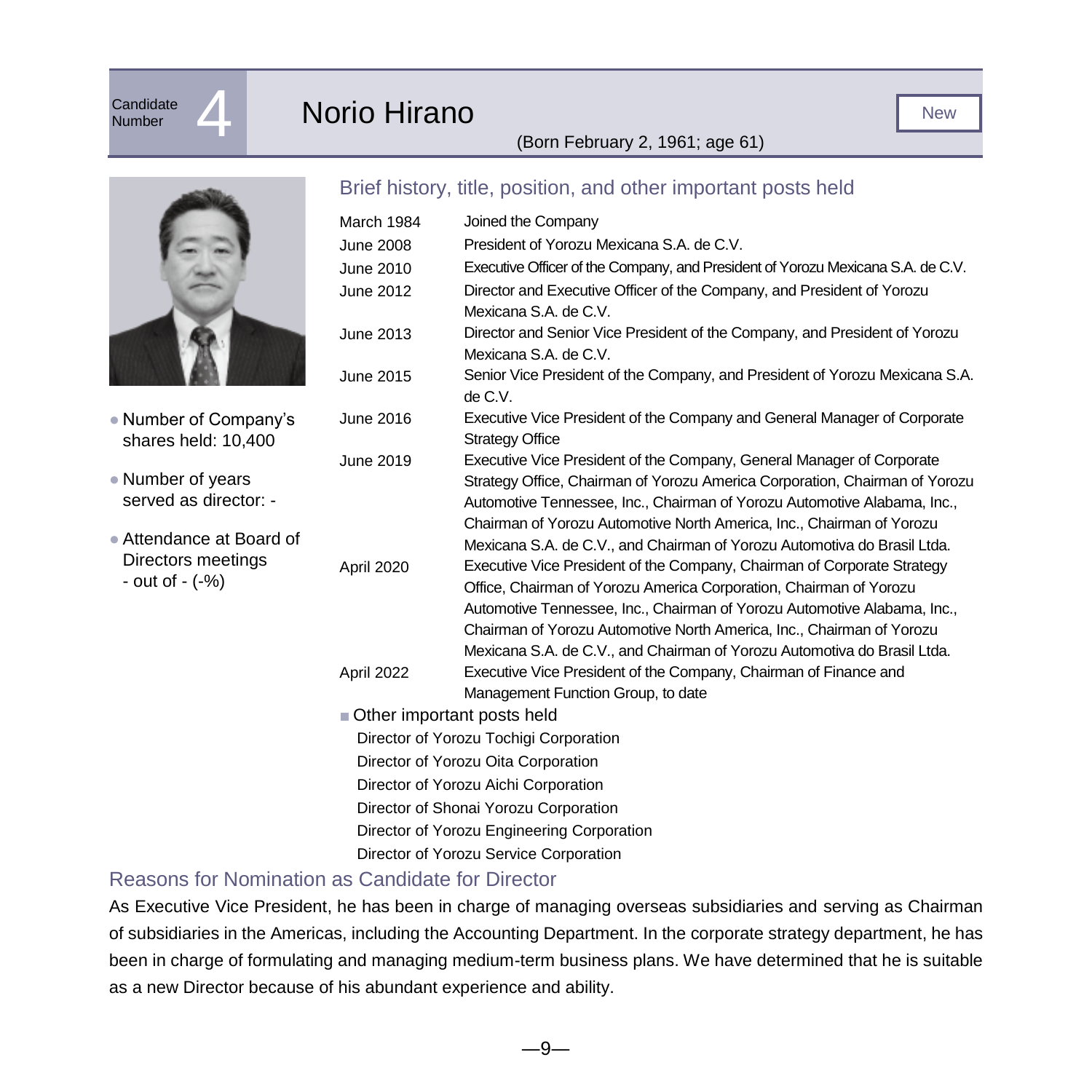Candidate Number 4

## Norio Hirano

New

(Born February 2, 1961; age 61)

- Number of Company's shares held: 10,400
- Number of years served as director: -
- Attendance at Board of Directors meetings - out of - (-%)

### Brief history, title, position, and other important posts held

| | |
|---|---|
| March 1984 | Joined the Company |
| June 2008 | President of Yorozu Mexicana S.A. de C.V. |
| June 2010 | Executive Officer of the Company, and President of Yorozu Mexicana S.A. de C.V. |
| June 2012 | Director and Executive Officer of the Company, and President of Yorozu Mexicana S.A. de C.V. |
| June 2013 | Director and Senior Vice President of the Company, and President of Yorozu Mexicana S.A. de C.V. |
| June 2015 | Senior Vice President of the Company, and President of Yorozu Mexicana S.A. de C.V. |
| June 2016 | Executive Vice President of the Company and General Manager of Corporate Strategy Office |
| June 2019 | Executive Vice President of the Company, General Manager of Corporate Strategy Office, Chairman of Yorozu America Corporation, Chairman of Yorozu Automotive Tennessee, Inc., Chairman of Yorozu Automotive Alabama, Inc., Chairman of Yorozu Automotive North America, Inc., Chairman of Yorozu Mexicana S.A. de C.V., and Chairman of Yorozu Automotiva do Brasil Ltda. |
| April 2020 | Executive Vice President of the Company, Chairman of Corporate Strategy Office, Chairman of Yorozu America Corporation, Chairman of Yorozu Automotive Tennessee, Inc., Chairman of Yorozu Automotive Alabama, Inc., Chairman of Yorozu Automotive North America, Inc., Chairman of Yorozu Mexicana S.A. de C.V., and Chairman of Yorozu Automotiva do Brasil Ltda. |
| April 2022 | Executive Vice President of the Company, Chairman of Finance and Management Function Group, to date |

■ Other important posts held

Director of Yorozu Tochigi Corporation
Director of Yorozu Oita Corporation
Director of Yorozu Aichi Corporation
Director of Shonai Yorozu Corporation
Director of Yorozu Engineering Corporation
Director of Yorozu Service Corporation

### Reasons for Nomination as Candidate for Director

As Executive Vice President, he has been in charge of managing overseas subsidiaries and serving as Chairman of subsidiaries in the Americas, including the Accounting Department. In the corporate strategy department, he has been in charge of formulating and managing medium-term business plans. We have determined that he is suitable as a new Director because of his abundant experience and ability.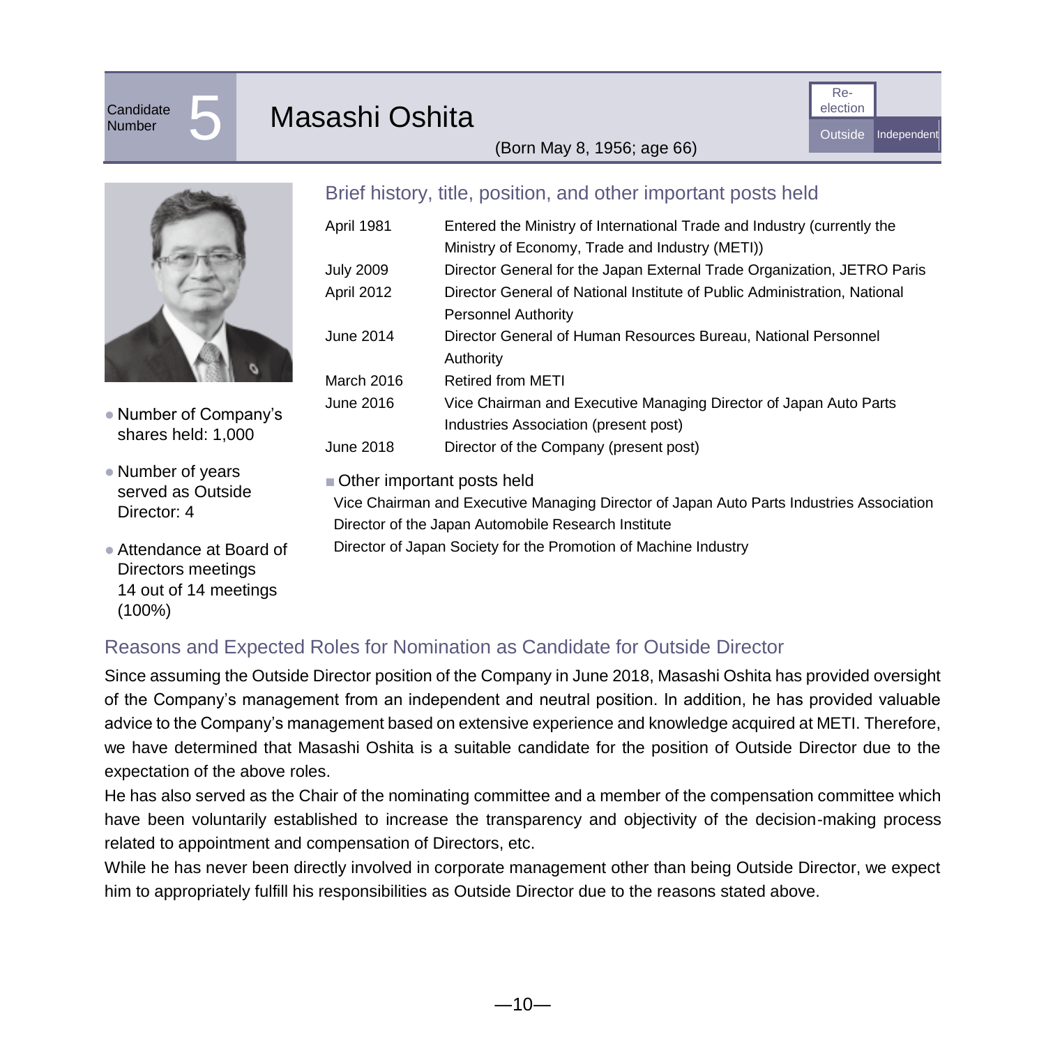Candidate Number **5**

# Masashi Oshita

(Born May 8, 1956; age 66)

Re-election | Outside | Independent

- Number of Company's shares held: 1,000
- Number of years served as Outside Director: 4
- Attendance at Board of Directors meetings 14 out of 14 meetings (100%)

## Brief history, title, position, and other important posts held

| | |
|---|---|
| April 1981 | Entered the Ministry of International Trade and Industry (currently the Ministry of Economy, Trade and Industry (METI)) |
| July 2009 | Director General for the Japan External Trade Organization, JETRO Paris |
| April 2012 | Director General of National Institute of Public Administration, National Personnel Authority |
| June 2014 | Director General of Human Resources Bureau, National Personnel Authority |
| March 2016 | Retired from METI |
| June 2016 | Vice Chairman and Executive Managing Director of Japan Auto Parts Industries Association (present post) |
| June 2018 | Director of the Company (present post) |

■ Other important posts held

Vice Chairman and Executive Managing Director of Japan Auto Parts Industries Association
Director of the Japan Automobile Research Institute
Director of Japan Society for the Promotion of Machine Industry

## Reasons and Expected Roles for Nomination as Candidate for Outside Director

Since assuming the Outside Director position of the Company in June 2018, Masashi Oshita has provided oversight of the Company's management from an independent and neutral position. In addition, he has provided valuable advice to the Company's management based on extensive experience and knowledge acquired at METI. Therefore, we have determined that Masashi Oshita is a suitable candidate for the position of Outside Director due to the expectation of the above roles.

He has also served as the Chair of the nominating committee and a member of the compensation committee which have been voluntarily established to increase the transparency and objectivity of the decision-making process related to appointment and compensation of Directors, etc.

While he has never been directly involved in corporate management other than being Outside Director, we expect him to appropriately fulfill his responsibilities as Outside Director due to the reasons stated above.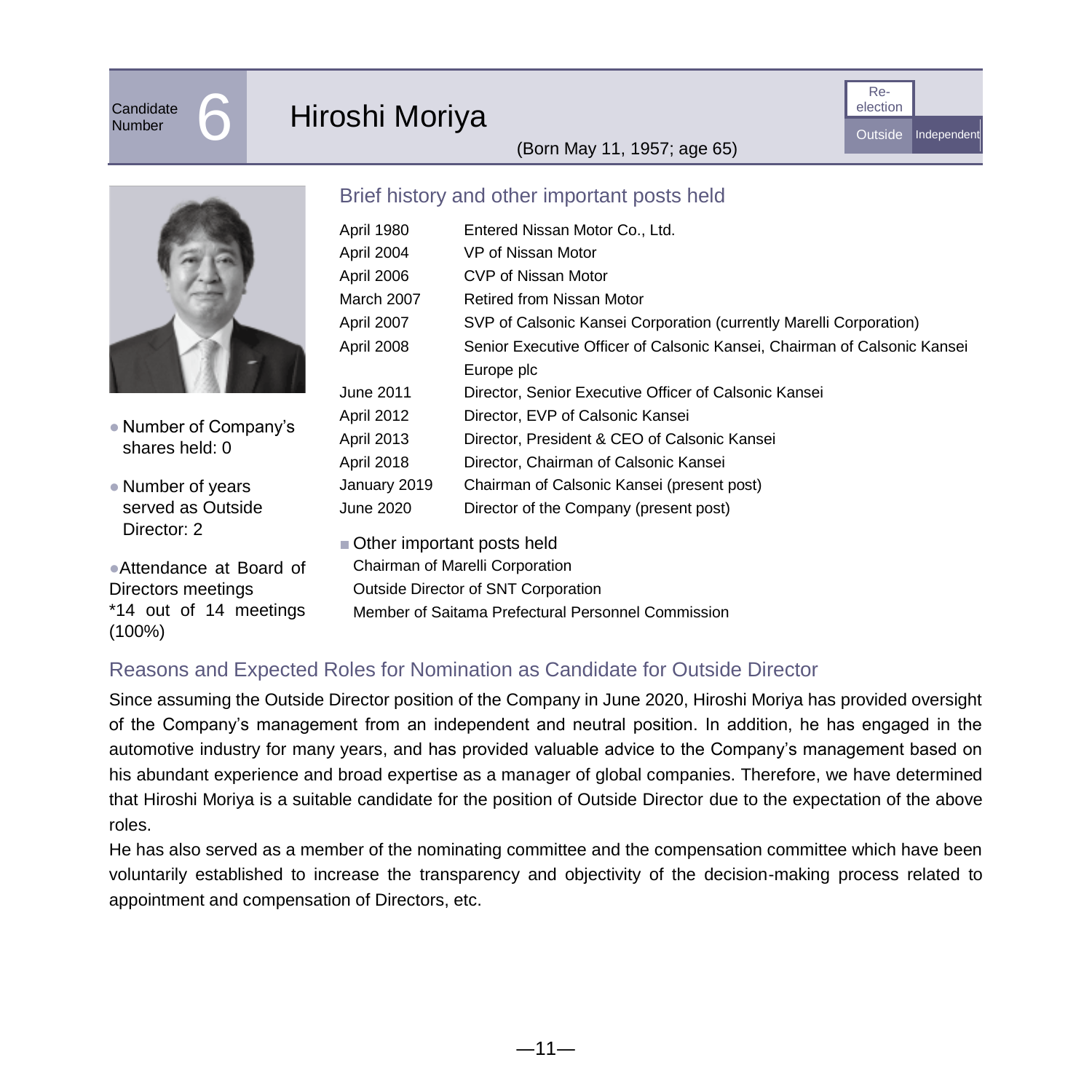Candidate Number **6**

# Hiroshi Moriya

(Born May 11, 1957; age 65)

Re-election | Outside | Independent

- Number of Company's shares held: 0
- Number of years served as Outside Director: 2
- Attendance at Board of Directors meetings *14 out of 14 meetings (100%)

## Brief history and other important posts held

| | |
|---|---|
| April 1980 | Entered Nissan Motor Co., Ltd. |
| April 2004 | VP of Nissan Motor |
| April 2006 | CVP of Nissan Motor |
| March 2007 | Retired from Nissan Motor |
| April 2007 | SVP of Calsonic Kansei Corporation (currently Marelli Corporation) |
| April 2008 | Senior Executive Officer of Calsonic Kansei, Chairman of Calsonic Kansei Europe plc |
| June 2011 | Director, Senior Executive Officer of Calsonic Kansei |
| April 2012 | Director, EVP of Calsonic Kansei |
| April 2013 | Director, President & CEO of Calsonic Kansei |
| April 2018 | Director, Chairman of Calsonic Kansei |
| January 2019 | Chairman of Calsonic Kansei (present post) |
| June 2020 | Director of the Company (present post) |

■ Other important posts held

Chairman of Marelli Corporation
Outside Director of SNT Corporation
Member of Saitama Prefectural Personnel Commission

## Reasons and Expected Roles for Nomination as Candidate for Outside Director

Since assuming the Outside Director position of the Company in June 2020, Hiroshi Moriya has provided oversight of the Company's management from an independent and neutral position. In addition, he has engaged in the automotive industry for many years, and has provided valuable advice to the Company's management based on his abundant experience and broad expertise as a manager of global companies. Therefore, we have determined that Hiroshi Moriya is a suitable candidate for the position of Outside Director due to the expectation of the above roles.

He has also served as a member of the nominating committee and the compensation committee which have been voluntarily established to increase the transparency and objectivity of the decision-making process related to appointment and compensation of Directors, etc.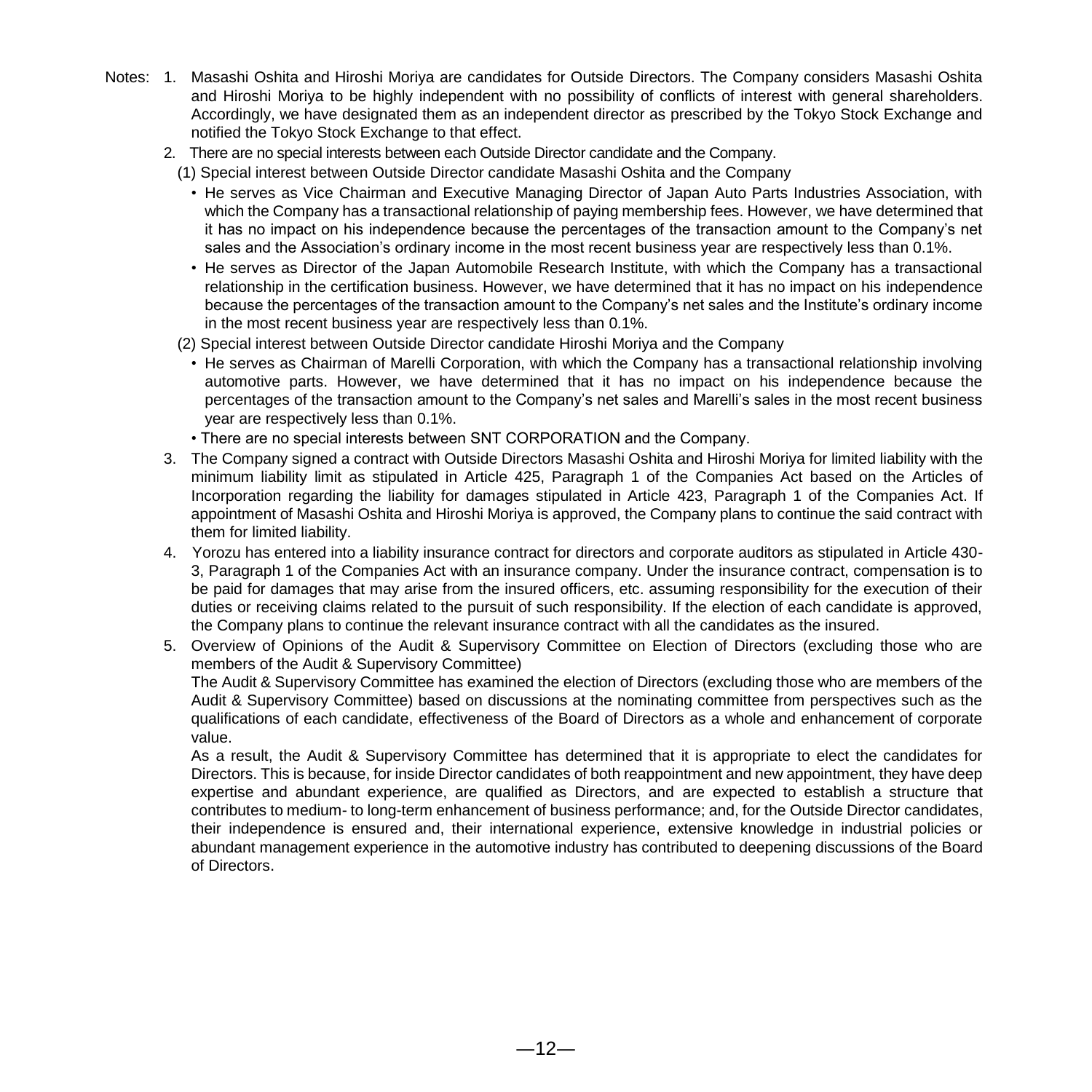Notes: 1. Masashi Oshita and Hiroshi Moriya are candidates for Outside Directors. The Company considers Masashi Oshita and Hiroshi Moriya to be highly independent with no possibility of conflicts of interest with general shareholders. Accordingly, we have designated them as an independent director as prescribed by the Tokyo Stock Exchange and notified the Tokyo Stock Exchange to that effect.

2. There are no special interests between each Outside Director candidate and the Company.

(1) Special interest between Outside Director candidate Masashi Oshita and the Company

- He serves as Vice Chairman and Executive Managing Director of Japan Auto Parts Industries Association, with which the Company has a transactional relationship of paying membership fees. However, we have determined that it has no impact on his independence because the percentages of the transaction amount to the Company's net sales and the Association's ordinary income in the most recent business year are respectively less than 0.1%.
- He serves as Director of the Japan Automobile Research Institute, with which the Company has a transactional relationship in the certification business. However, we have determined that it has no impact on his independence because the percentages of the transaction amount to the Company's net sales and the Institute's ordinary income in the most recent business year are respectively less than 0.1%.

(2) Special interest between Outside Director candidate Hiroshi Moriya and the Company

- He serves as Chairman of Marelli Corporation, with which the Company has a transactional relationship involving automotive parts. However, we have determined that it has no impact on his independence because the percentages of the transaction amount to the Company's net sales and Marelli's sales in the most recent business year are respectively less than 0.1%.
- There are no special interests between SNT CORPORATION and the Company.

3. The Company signed a contract with Outside Directors Masashi Oshita and Hiroshi Moriya for limited liability with the minimum liability limit as stipulated in Article 425, Paragraph 1 of the Companies Act based on the Articles of Incorporation regarding the liability for damages stipulated in Article 423, Paragraph 1 of the Companies Act. If appointment of Masashi Oshita and Hiroshi Moriya is approved, the Company plans to continue the said contract with them for limited liability.

4. Yorozu has entered into a liability insurance contract for directors and corporate auditors as stipulated in Article 430-3, Paragraph 1 of the Companies Act with an insurance company. Under the insurance contract, compensation is to be paid for damages that may arise from the insured officers, etc. assuming responsibility for the execution of their duties or receiving claims related to the pursuit of such responsibility. If the election of each candidate is approved, the Company plans to continue the relevant insurance contract with all the candidates as the insured.

5. Overview of Opinions of the Audit & Supervisory Committee on Election of Directors (excluding those who are members of the Audit & Supervisory Committee)

The Audit & Supervisory Committee has examined the election of Directors (excluding those who are members of the Audit & Supervisory Committee) based on discussions at the nominating committee from perspectives such as the qualifications of each candidate, effectiveness of the Board of Directors as a whole and enhancement of corporate value.

As a result, the Audit & Supervisory Committee has determined that it is appropriate to elect the candidates for Directors. This is because, for inside Director candidates of both reappointment and new appointment, they have deep expertise and abundant experience, are qualified as Directors, and are expected to establish a structure that contributes to medium- to long-term enhancement of business performance; and, for the Outside Director candidates, their independence is ensured and, their international experience, extensive knowledge in industrial policies or abundant management experience in the automotive industry has contributed to deepening discussions of the Board of Directors.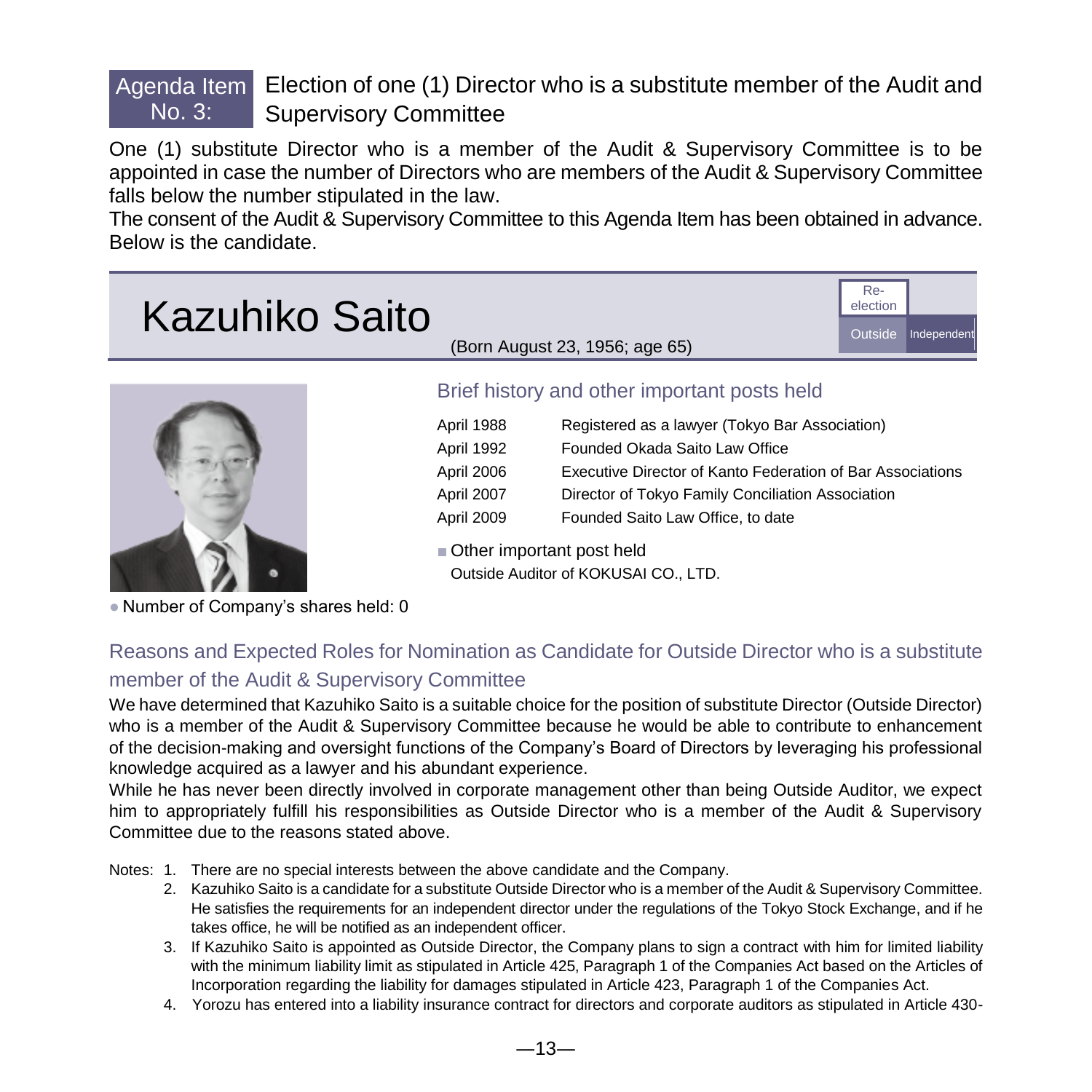## Agenda Item No. 3: Election of one (1) Director who is a substitute member of the Audit and Supervisory Committee

One (1) substitute Director who is a member of the Audit & Supervisory Committee is to be appointed in case the number of Directors who are members of the Audit & Supervisory Committee falls below the number stipulated in the law.

The consent of the Audit & Supervisory Committee to this Agenda Item has been obtained in advance.

Below is the candidate.

# Kazuhiko Saito

(Born August 23, 1956; age 65)

Re-election | Outside | Independent

### Brief history and other important posts held

| | |
|---|---|
| April 1988 | Registered as a lawyer (Tokyo Bar Association) |
| April 1992 | Founded Okada Saito Law Office |
| April 2006 | Executive Director of Kanto Federation of Bar Associations |
| April 2007 | Director of Tokyo Family Conciliation Association |
| April 2009 | Founded Saito Law Office, to date |

■ Other important post held

Outside Auditor of KOKUSAI CO., LTD.

● Number of Company's shares held: 0

### Reasons and Expected Roles for Nomination as Candidate for Outside Director who is a substitute member of the Audit & Supervisory Committee

We have determined that Kazuhiko Saito is a suitable choice for the position of substitute Director (Outside Director) who is a member of the Audit & Supervisory Committee because he would be able to contribute to enhancement of the decision-making and oversight functions of the Company's Board of Directors by leveraging his professional knowledge acquired as a lawyer and his abundant experience.

While he has never been directly involved in corporate management other than being Outside Auditor, we expect him to appropriately fulfill his responsibilities as Outside Director who is a member of the Audit & Supervisory Committee due to the reasons stated above.

Notes:
1. There are no special interests between the above candidate and the Company.
2. Kazuhiko Saito is a candidate for a substitute Outside Director who is a member of the Audit & Supervisory Committee. He satisfies the requirements for an independent director under the regulations of the Tokyo Stock Exchange, and if he takes office, he will be notified as an independent officer.
3. If Kazuhiko Saito is appointed as Outside Director, the Company plans to sign a contract with him for limited liability with the minimum liability limit as stipulated in Article 425, Paragraph 1 of the Companies Act based on the Articles of Incorporation regarding the liability for damages stipulated in Article 423, Paragraph 1 of the Companies Act.
4. Yorozu has entered into a liability insurance contract for directors and corporate auditors as stipulated in Article 430-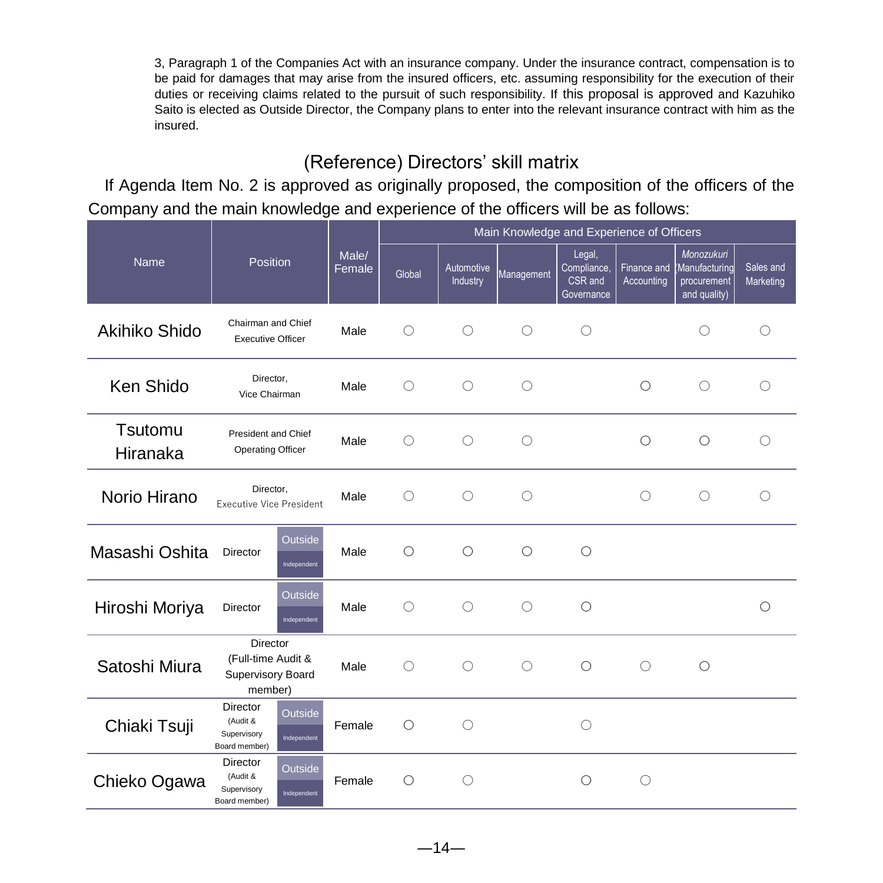3, Paragraph 1 of the Companies Act with an insurance company. Under the insurance contract, compensation is to be paid for damages that may arise from the insured officers, etc. assuming responsibility for the execution of their duties or receiving claims related to the pursuit of such responsibility. If this proposal is approved and Kazuhiko Saito is elected as Outside Director, the Company plans to enter into the relevant insurance contract with him as the insured.

## (Reference) Directors' skill matrix

If Agenda Item No. 2 is approved as originally proposed, the composition of the officers of the Company and the main knowledge and experience of the officers will be as follows:

| Name | Position | | Male/ Female | Main Knowledge and Experience of Officers | | | | | | |
|---|---|---|---|---|---|---|---|---|---|---|
| | | | | Global | Automotive Industry | Management | Legal, Compliance, CSR and Governance | Finance and Accounting | *Monozukuri* (Manufacturing procurement and quality) | Sales and Marketing |
| Akihiko Shido | Chairman and Chief Executive Officer | | Male | ○ | ○ | ○ | ○ | | ○ | ○ |
| Ken Shido | Director, Vice Chairman | | Male | ○ | ○ | ○ | | ○ | ○ | ○ |
| Tsutomu Hiranaka | President and Chief Operating Officer | | Male | ○ | ○ | ○ | | ○ | ○ | ○ |
| Norio Hirano | Director, Executive Vice President | | Male | ○ | ○ | ○ | | ○ | ○ | ○ |
| Masashi Oshita | Director | Outside Independent | Male | ○ | ○ | ○ | ○ | | | |
| Hiroshi Moriya | Director | Outside Independent | Male | ○ | ○ | ○ | ○ | | | ○ |
| Satoshi Miura | Director (Full-time Audit & Supervisory Board member) | | Male | ○ | ○ | ○ | ○ | ○ | ○ | |
| Chiaki Tsuji | Director (Audit & Supervisory Board member) | Outside Independent | Female | ○ | ○ | | ○ | | | |
| Chieko Ogawa | Director (Audit & Supervisory Board member) | Outside Independent | Female | ○ | ○ | | ○ | ○ | | |